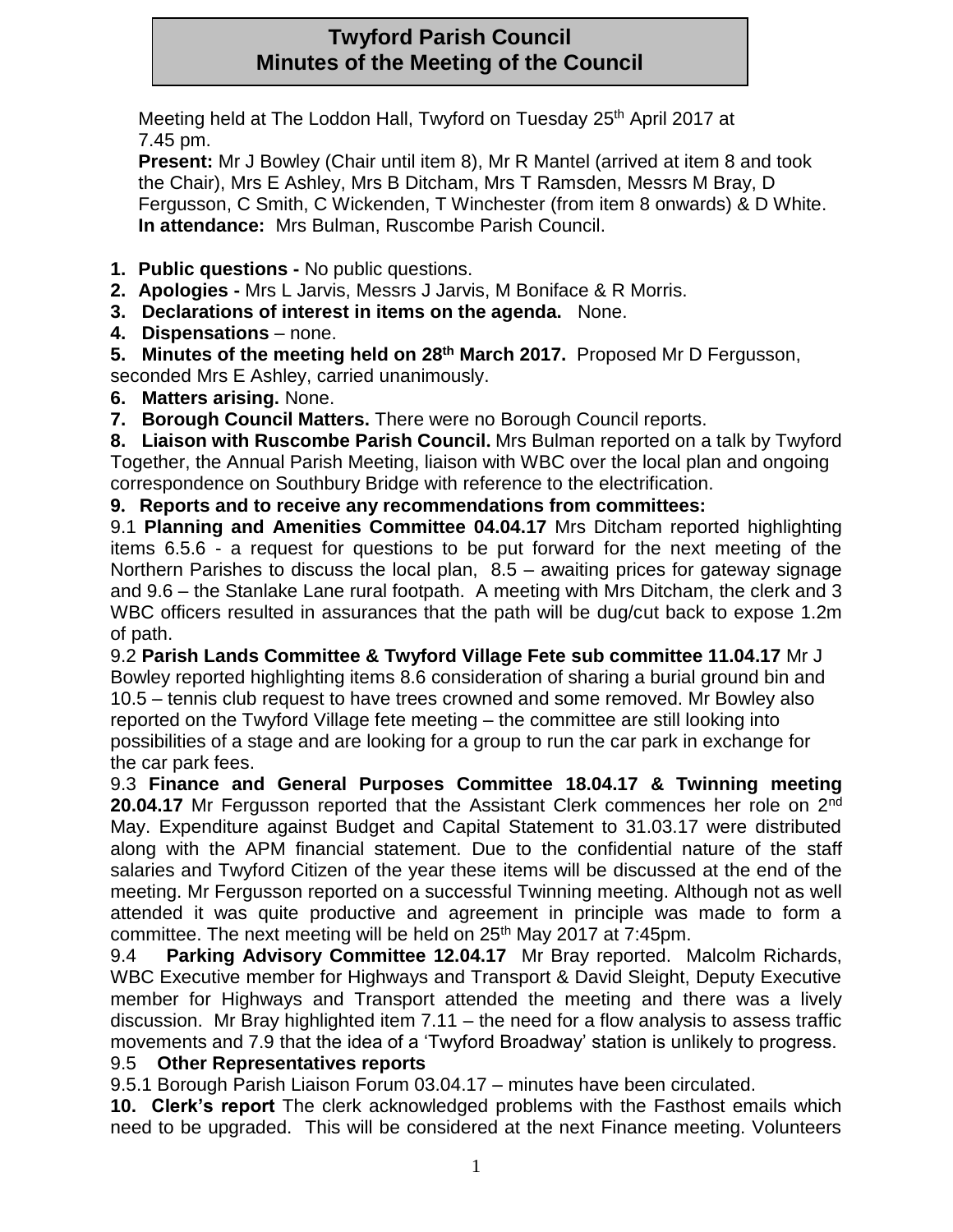# Twyford Parish Council
# Minutes of the Meeting of the Council

Meeting held at The Loddon Hall, Twyford on Tuesday 25th April 2017 at 7.45 pm.

**Present:** Mr J Bowley (Chair until item 8), Mr R Mantel (arrived at item 8 and took the Chair), Mrs E Ashley, Mrs B Ditcham, Mrs T Ramsden, Messrs M Bray, D Fergusson, C Smith, C Wickenden, T Winchester (from item 8 onwards) & D White.
**In attendance:** Mrs Bulman, Ruscombe Parish Council.

1. **Public questions -** No public questions.
2. **Apologies -** Mrs L Jarvis, Messrs J Jarvis, M Boniface & R Morris.
3. **Declarations of interest in items on the agenda.** None.
4. **Dispensations** – none.
5. **Minutes of the meeting held on 28th March 2017.** Proposed Mr D Fergusson, seconded Mrs E Ashley, carried unanimously.
6. **Matters arising.** None.
7. **Borough Council Matters.** There were no Borough Council reports.
8. **Liaison with Ruscombe Parish Council.** Mrs Bulman reported on a talk by Twyford Together, the Annual Parish Meeting, liaison with WBC over the local plan and ongoing correspondence on Southbury Bridge with reference to the electrification.
9. **Reports and to receive any recommendations from committees:**

9.1 **Planning and Amenities Committee 04.04.17** Mrs Ditcham reported highlighting items 6.5.6 - a request for questions to be put forward for the next meeting of the Northern Parishes to discuss the local plan, 8.5 – awaiting prices for gateway signage and 9.6 – the Stanlake Lane rural footpath. A meeting with Mrs Ditcham, the clerk and 3 WBC officers resulted in assurances that the path will be dug/cut back to expose 1.2m of path.

9.2 **Parish Lands Committee & Twyford Village Fete sub committee 11.04.17** Mr J Bowley reported highlighting items 8.6 consideration of sharing a burial ground bin and 10.5 – tennis club request to have trees crowned and some removed. Mr Bowley also reported on the Twyford Village fete meeting – the committee are still looking into possibilities of a stage and are looking for a group to run the car park in exchange for the car park fees.

9.3 **Finance and General Purposes Committee 18.04.17 & Twinning meeting 20.04.17** Mr Fergusson reported that the Assistant Clerk commences her role on 2nd May. Expenditure against Budget and Capital Statement to 31.03.17 were distributed along with the APM financial statement. Due to the confidential nature of the staff salaries and Twyford Citizen of the year these items will be discussed at the end of the meeting. Mr Fergusson reported on a successful Twinning meeting. Although not as well attended it was quite productive and agreement in principle was made to form a committee. The next meeting will be held on 25th May 2017 at 7:45pm.

9.4 **Parking Advisory Committee 12.04.17** Mr Bray reported. Malcolm Richards, WBC Executive member for Highways and Transport & David Sleight, Deputy Executive member for Highways and Transport attended the meeting and there was a lively discussion. Mr Bray highlighted item 7.11 – the need for a flow analysis to assess traffic movements and 7.9 that the idea of a 'Twyford Broadway' station is unlikely to progress.

9.5 **Other Representatives reports**

9.5.1 Borough Parish Liaison Forum 03.04.17 – minutes have been circulated.

10. **Clerk's report** The clerk acknowledged problems with the Fasthost emails which need to be upgraded. This will be considered at the next Finance meeting. Volunteers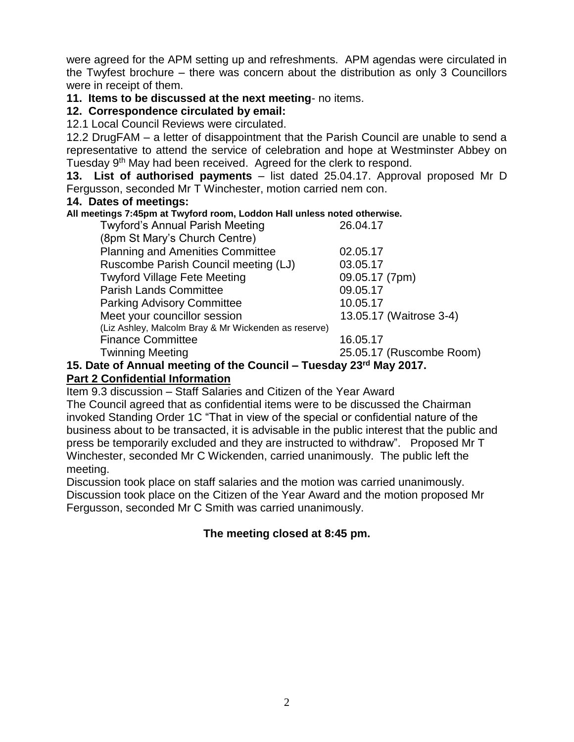were agreed for the APM setting up and refreshments. APM agendas were circulated in the Twyfest brochure – there was concern about the distribution as only 3 Councillors were in receipt of them.

**11. Items to be discussed at the next meeting**- no items.

**12. Correspondence circulated by email:**

12.1 Local Council Reviews were circulated.

12.2 DrugFAM – a letter of disappointment that the Parish Council are unable to send a representative to attend the service of celebration and hope at Westminster Abbey on Tuesday 9th May had been received. Agreed for the clerk to respond.

**13. List of authorised payments** – list dated 25.04.17. Approval proposed Mr D Fergusson, seconded Mr T Winchester, motion carried nem con.

**14. Dates of meetings:**

**All meetings 7:45pm at Twyford room, Loddon Hall unless noted otherwise.**

| | |
|---|---|
| Twyford's Annual Parish Meeting (8pm St Mary's Church Centre) | 26.04.17 |
| Planning and Amenities Committee | 02.05.17 |
| Ruscombe Parish Council meeting (LJ) | 03.05.17 |
| Twyford Village Fete Meeting | 09.05.17 (7pm) |
| Parish Lands Committee | 09.05.17 |
| Parking Advisory Committee | 10.05.17 |
| Meet your councillor session (Liz Ashley, Malcolm Bray & Mr Wickenden as reserve) | 13.05.17 (Waitrose 3-4) |
| Finance Committee | 16.05.17 |
| Twinning Meeting | 25.05.17 (Ruscombe Room) |

**15. Date of Annual meeting of the Council – Tuesday 23rd May 2017.**

**Part 2 Confidential Information**

Item 9.3 discussion – Staff Salaries and Citizen of the Year Award

The Council agreed that as confidential items were to be discussed the Chairman invoked Standing Order 1C "That in view of the special or confidential nature of the business about to be transacted, it is advisable in the public interest that the public and press be temporarily excluded and they are instructed to withdraw". Proposed Mr T Winchester, seconded Mr C Wickenden, carried unanimously. The public left the meeting.

Discussion took place on staff salaries and the motion was carried unanimously.

Discussion took place on the Citizen of the Year Award and the motion proposed Mr Fergusson, seconded Mr C Smith was carried unanimously.

**The meeting closed at 8:45 pm.**